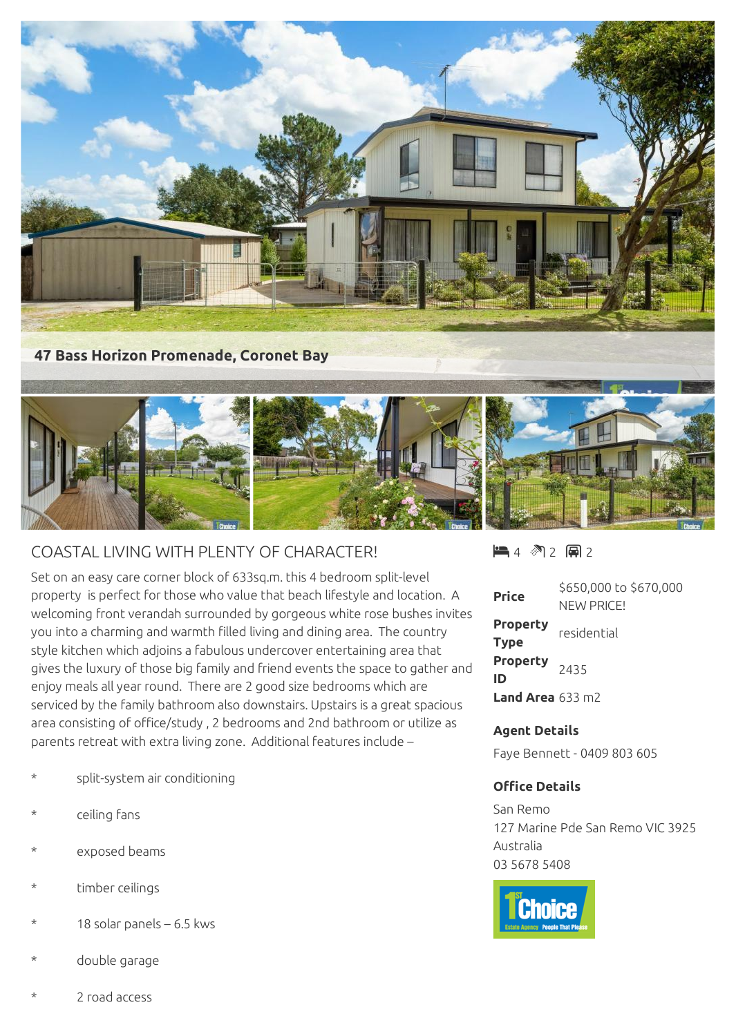**47 Bass Horizon Promenade, Coronet Bay**

## COASTAL LIVING WITH PLENTY OF CHARACTER!

Set on an easy care corner block of 633sq.m. this 4 bedroom split-level property is perfect for those who value that beach lifestyle and location. A welcoming front verandah surrounded by gorgeous white rose bushes invites you into a charming and warmth filled living and dining area. The country style kitchen which adjoins a fabulous undercover entertaining area that gives the luxury of those big family and friend events the space to gather and enjoy meals all year round. There are 2 good size bedrooms which are serviced by the family bathroom also downstairs. Upstairs is a great spacious area consisting of office/study , 2 bedrooms and 2nd bathroom or utilize as parents retreat with extra living zone. Additional features include –

- split-system air conditioning
- ceiling fans
- exposed beams
- timber ceilings
- 18 solar panels – 6.5 kws
- double garage
- 2 road access

4 2 2

| | |
|---|---|
| **Price** | $650,000 to $670,000 NEW PRICE! |
| **Property Type** | residential |
| **Property ID** | 2435 |
| **Land Area** | 633 m2 |

### Agent Details

Faye Bennett - 0409 803 605

### Office Details

San Remo
127 Marine Pde San Remo VIC 3925 Australia
03 5678 5408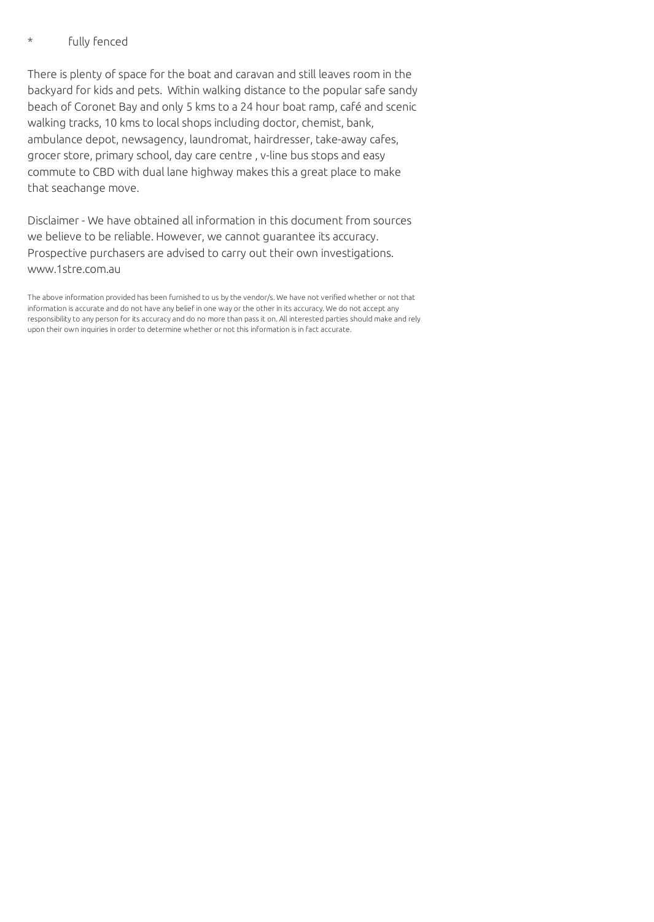* fully fenced

There is plenty of space for the boat and caravan and still leaves room in the backyard for kids and pets. Within walking distance to the popular safe sandy beach of Coronet Bay and only 5 kms to a 24 hour boat ramp, café and scenic walking tracks, 10 kms to local shops including doctor, chemist, bank, ambulance depot, newsagency, laundromat, hairdresser, take-away cafes, grocer store, primary school, day care centre , v-line bus stops and easy commute to CBD with dual lane highway makes this a great place to make that seachange move.

Disclaimer - We have obtained all information in this document from sources we believe to be reliable. However, we cannot guarantee its accuracy. Prospective purchasers are advised to carry out their own investigations. www.1stre.com.au

The above information provided has been furnished to us by the vendor/s. We have not verified whether or not that information is accurate and do not have any belief in one way or the other in its accuracy. We do not accept any responsibility to any person for its accuracy and do no more than pass it on. All interested parties should make and rely upon their own inquiries in order to determine whether or not this information is in fact accurate.